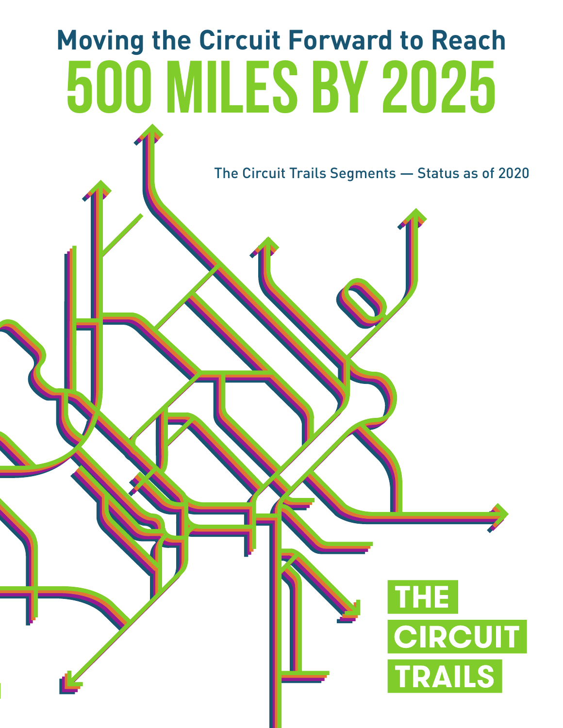# Moving the Circuit Forward to Reach

# 500 MILES BY 2025

The Circuit Trails Segments — Status as of 2020

THE CIRCUIT TRAILS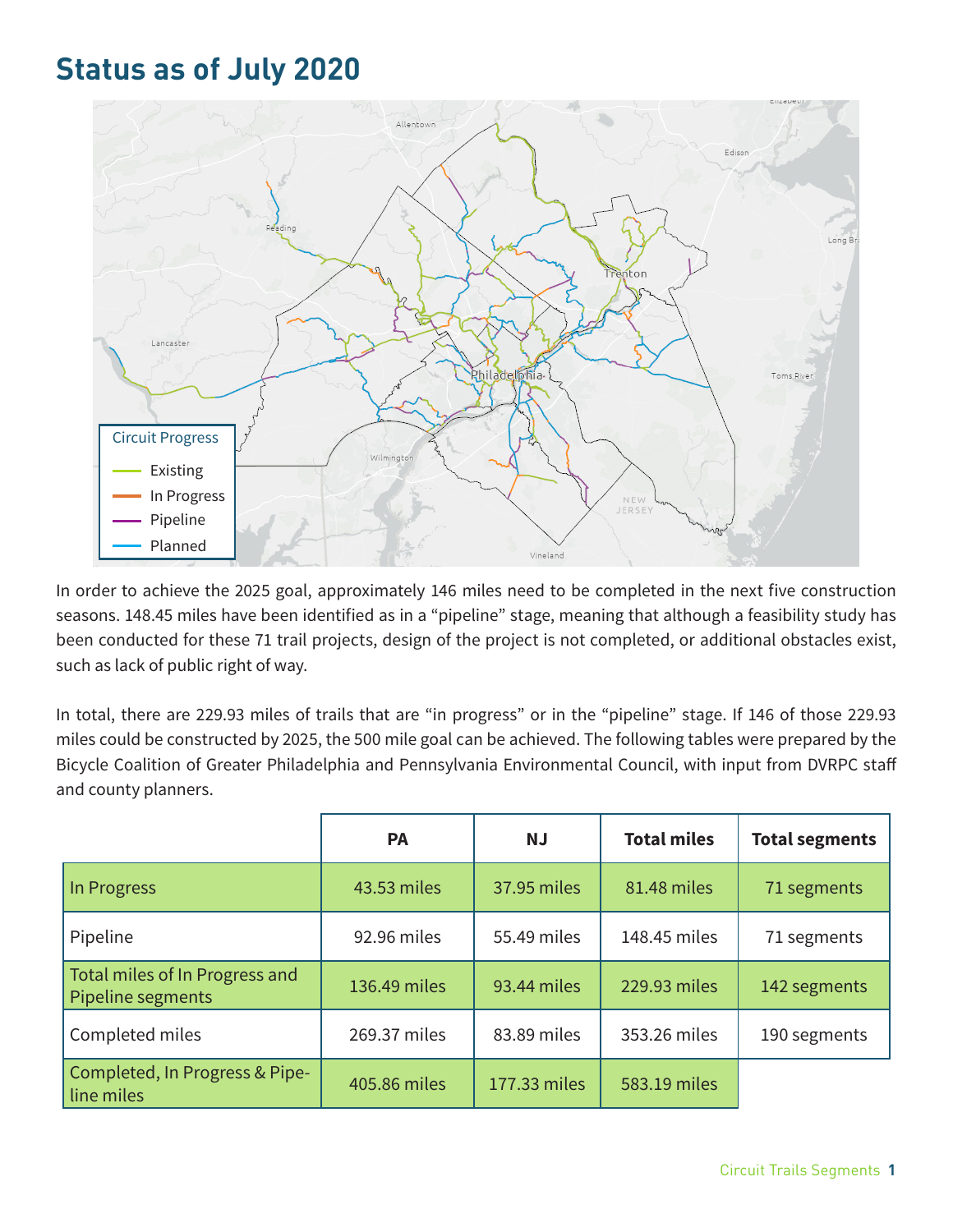# Status as of July 2020

In order to achieve the 2025 goal, approximately 146 miles need to be completed in the next five construction seasons. 148.45 miles have been identified as in a "pipeline" stage, meaning that although a feasibility study has been conducted for these 71 trail projects, design of the project is not completed, or additional obstacles exist, such as lack of public right of way.

In total, there are 229.93 miles of trails that are "in progress" or in the "pipeline" stage. If 146 of those 229.93 miles could be constructed by 2025, the 500 mile goal can be achieved. The following tables were prepared by the Bicycle Coalition of Greater Philadelphia and Pennsylvania Environmental Council, with input from DVRPC staff and county planners.

| | PA | NJ | Total miles | Total segments |
|---|---|---|---|---|
| In Progress | 43.53 miles | 37.95 miles | 81.48 miles | 71 segments |
| Pipeline | 92.96 miles | 55.49 miles | 148.45 miles | 71 segments |
| Total miles of In Progress and Pipeline segments | 136.49 miles | 93.44 miles | 229.93 miles | 142 segments |
| Completed miles | 269.37 miles | 83.89 miles | 353.26 miles | 190 segments |
| Completed, In Progress & Pipeline miles | 405.86 miles | 177.33 miles | 583.19 miles | |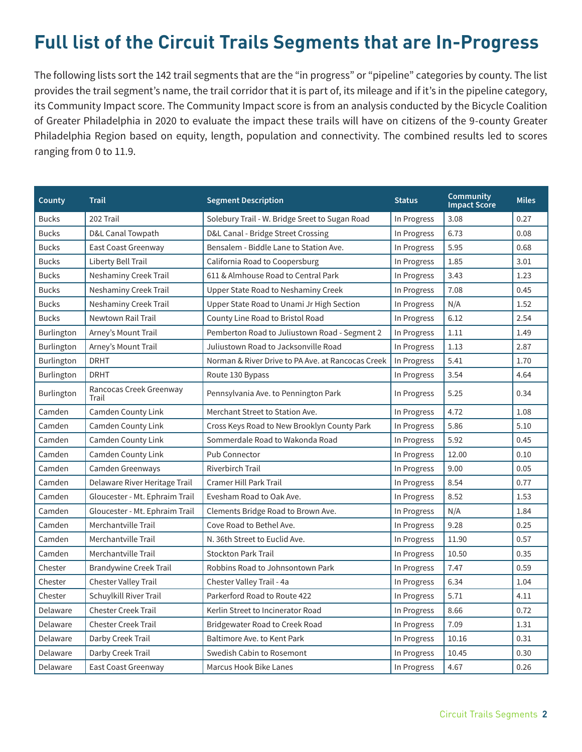# Full list of the Circuit Trails Segments that are In-Progress

The following lists sort the 142 trail segments that are the "in progress" or "pipeline" categories by county. The list provides the trail segment's name, the trail corridor that it is part of, its mileage and if it's in the pipeline category, its Community Impact score. The Community Impact score is from an analysis conducted by the Bicycle Coalition of Greater Philadelphia in 2020 to evaluate the impact these trails will have on citizens of the 9-county Greater Philadelphia Region based on equity, length, population and connectivity. The combined results led to scores ranging from 0 to 11.9.

| County | Trail | Segment Description | Status | Community Impact Score | Miles |
|---|---|---|---|---|---|
| Bucks | 202 Trail | Solebury Trail - W. Bridge Sreet to Sugan Road | In Progress | 3.08 | 0.27 |
| Bucks | D&L Canal Towpath | D&L Canal - Bridge Street Crossing | In Progress | 6.73 | 0.08 |
| Bucks | East Coast Greenway | Bensalem - Biddle Lane to Station Ave. | In Progress | 5.95 | 0.68 |
| Bucks | Liberty Bell Trail | California Road to Coopersburg | In Progress | 1.85 | 3.01 |
| Bucks | Neshaminy Creek Trail | 611 & Almhouse Road to Central Park | In Progress | 3.43 | 1.23 |
| Bucks | Neshaminy Creek Trail | Upper State Road to Neshaminy Creek | In Progress | 7.08 | 0.45 |
| Bucks | Neshaminy Creek Trail | Upper State Road to Unami Jr High Section | In Progress | N/A | 1.52 |
| Bucks | Newtown Rail Trail | County Line Road to Bristol Road | In Progress | 6.12 | 2.54 |
| Burlington | Arney's Mount Trail | Pemberton Road to Juliustown Road - Segment 2 | In Progress | 1.11 | 1.49 |
| Burlington | Arney's Mount Trail | Juliustown Road to Jacksonville Road | In Progress | 1.13 | 2.87 |
| Burlington | DRHT | Norman & River Drive to PA Ave. at Rancocas Creek | In Progress | 5.41 | 1.70 |
| Burlington | DRHT | Route 130 Bypass | In Progress | 3.54 | 4.64 |
| Burlington | Rancocas Creek Greenway Trail | Pennsylvania Ave. to Pennington Park | In Progress | 5.25 | 0.34 |
| Camden | Camden County Link | Merchant Street to Station Ave. | In Progress | 4.72 | 1.08 |
| Camden | Camden County Link | Cross Keys Road to New Brooklyn County Park | In Progress | 5.86 | 5.10 |
| Camden | Camden County Link | Sommerdale Road to Wakonda Road | In Progress | 5.92 | 0.45 |
| Camden | Camden County Link | Pub Connector | In Progress | 12.00 | 0.10 |
| Camden | Camden Greenways | Riverbirch Trail | In Progress | 9.00 | 0.05 |
| Camden | Delaware River Heritage Trail | Cramer Hill Park Trail | In Progress | 8.54 | 0.77 |
| Camden | Gloucester - Mt. Ephraim Trail | Evesham Road to Oak Ave. | In Progress | 8.52 | 1.53 |
| Camden | Gloucester - Mt. Ephraim Trail | Clements Bridge Road to Brown Ave. | In Progress | N/A | 1.84 |
| Camden | Merchantville Trail | Cove Road to Bethel Ave. | In Progress | 9.28 | 0.25 |
| Camden | Merchantville Trail | N. 36th Street to Euclid Ave. | In Progress | 11.90 | 0.57 |
| Camden | Merchantville Trail | Stockton Park Trail | In Progress | 10.50 | 0.35 |
| Chester | Brandywine Creek Trail | Robbins Road to Johnsontown Park | In Progress | 7.47 | 0.59 |
| Chester | Chester Valley Trail | Chester Valley Trail - 4a | In Progress | 6.34 | 1.04 |
| Chester | Schuylkill River Trail | Parkerford Road to Route 422 | In Progress | 5.71 | 4.11 |
| Delaware | Chester Creek Trail | Kerlin Street to Incinerator Road | In Progress | 8.66 | 0.72 |
| Delaware | Chester Creek Trail | Bridgewater Road to Creek Road | In Progress | 7.09 | 1.31 |
| Delaware | Darby Creek Trail | Baltimore Ave. to Kent Park | In Progress | 10.16 | 0.31 |
| Delaware | Darby Creek Trail | Swedish Cabin to Rosemont | In Progress | 10.45 | 0.30 |
| Delaware | East Coast Greenway | Marcus Hook Bike Lanes | In Progress | 4.67 | 0.26 |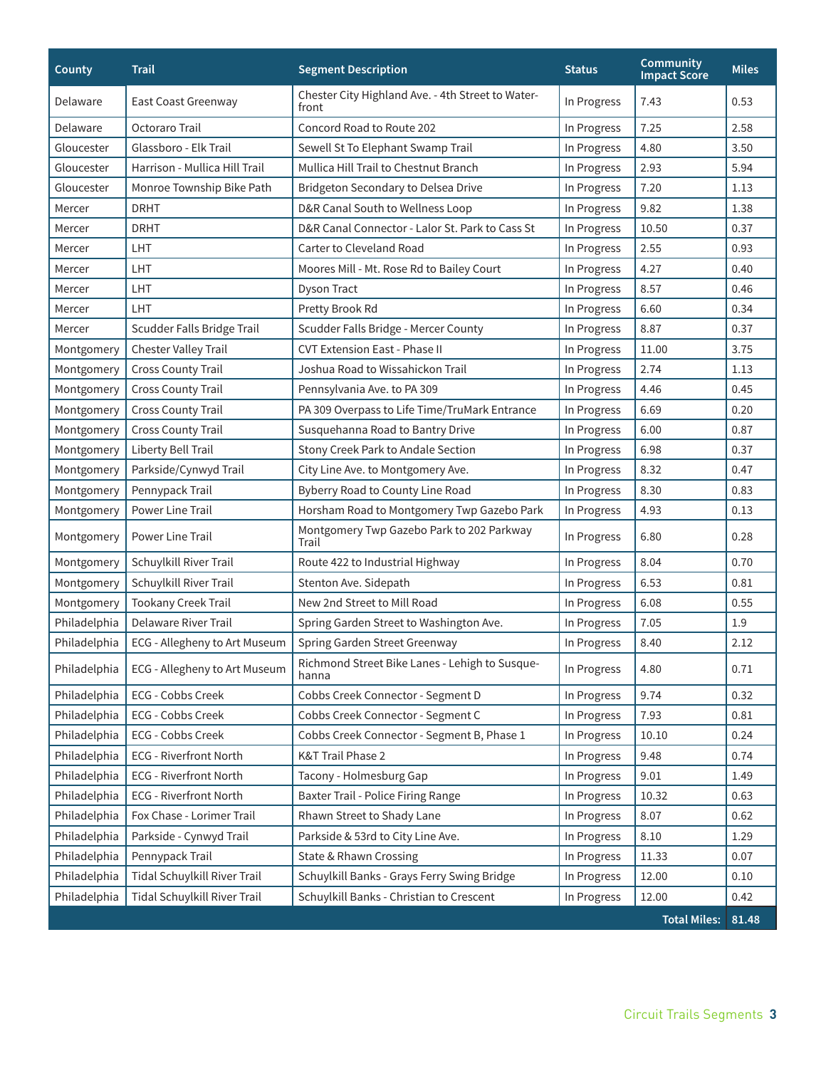| County | Trail | Segment Description | Status | Community Impact Score | Miles |
|---|---|---|---|---|---|
| Delaware | East Coast Greenway | Chester City Highland Ave. - 4th Street to Waterfront | In Progress | 7.43 | 0.53 |
| Delaware | Octoraro Trail | Concord Road to Route 202 | In Progress | 7.25 | 2.58 |
| Gloucester | Glassboro - Elk Trail | Sewell St To Elephant Swamp Trail | In Progress | 4.80 | 3.50 |
| Gloucester | Harrison - Mullica Hill Trail | Mullica Hill Trail to Chestnut Branch | In Progress | 2.93 | 5.94 |
| Gloucester | Monroe Township Bike Path | Bridgeton Secondary to Delsea Drive | In Progress | 7.20 | 1.13 |
| Mercer | DRHT | D&R Canal South to Wellness Loop | In Progress | 9.82 | 1.38 |
| Mercer | DRHT | D&R Canal Connector - Lalor St. Park to Cass St | In Progress | 10.50 | 0.37 |
| Mercer | LHT | Carter to Cleveland Road | In Progress | 2.55 | 0.93 |
| Mercer | LHT | Moores Mill - Mt. Rose Rd to Bailey Court | In Progress | 4.27 | 0.40 |
| Mercer | LHT | Dyson Tract | In Progress | 8.57 | 0.46 |
| Mercer | LHT | Pretty Brook Rd | In Progress | 6.60 | 0.34 |
| Mercer | Scudder Falls Bridge Trail | Scudder Falls Bridge - Mercer County | In Progress | 8.87 | 0.37 |
| Montgomery | Chester Valley Trail | CVT Extension East - Phase II | In Progress | 11.00 | 3.75 |
| Montgomery | Cross County Trail | Joshua Road to Wissahickon Trail | In Progress | 2.74 | 1.13 |
| Montgomery | Cross County Trail | Pennsylvania Ave. to PA 309 | In Progress | 4.46 | 0.45 |
| Montgomery | Cross County Trail | PA 309 Overpass to Life Time/TruMark Entrance | In Progress | 6.69 | 0.20 |
| Montgomery | Cross County Trail | Susquehanna Road to Bantry Drive | In Progress | 6.00 | 0.87 |
| Montgomery | Liberty Bell Trail | Stony Creek Park to Andale Section | In Progress | 6.98 | 0.37 |
| Montgomery | Parkside/Cynwyd Trail | City Line Ave. to Montgomery Ave. | In Progress | 8.32 | 0.47 |
| Montgomery | Pennypack Trail | Byberry Road to County Line Road | In Progress | 8.30 | 0.83 |
| Montgomery | Power Line Trail | Horsham Road to Montgomery Twp Gazebo Park | In Progress | 4.93 | 0.13 |
| Montgomery | Power Line Trail | Montgomery Twp Gazebo Park to 202 Parkway Trail | In Progress | 6.80 | 0.28 |
| Montgomery | Schuylkill River Trail | Route 422 to Industrial Highway | In Progress | 8.04 | 0.70 |
| Montgomery | Schuylkill River Trail | Stenton Ave. Sidepath | In Progress | 6.53 | 0.81 |
| Montgomery | Tookany Creek Trail | New 2nd Street to Mill Road | In Progress | 6.08 | 0.55 |
| Philadelphia | Delaware River Trail | Spring Garden Street to Washington Ave. | In Progress | 7.05 | 1.9 |
| Philadelphia | ECG - Allegheny to Art Museum | Spring Garden Street Greenway | In Progress | 8.40 | 2.12 |
| Philadelphia | ECG - Allegheny to Art Museum | Richmond Street Bike Lanes - Lehigh to Susquehanna | In Progress | 4.80 | 0.71 |
| Philadelphia | ECG - Cobbs Creek | Cobbs Creek Connector - Segment D | In Progress | 9.74 | 0.32 |
| Philadelphia | ECG - Cobbs Creek | Cobbs Creek Connector - Segment C | In Progress | 7.93 | 0.81 |
| Philadelphia | ECG - Cobbs Creek | Cobbs Creek Connector - Segment B, Phase 1 | In Progress | 10.10 | 0.24 |
| Philadelphia | ECG - Riverfront North | K&T Trail Phase 2 | In Progress | 9.48 | 0.74 |
| Philadelphia | ECG - Riverfront North | Tacony - Holmesburg Gap | In Progress | 9.01 | 1.49 |
| Philadelphia | ECG - Riverfront North | Baxter Trail - Police Firing Range | In Progress | 10.32 | 0.63 |
| Philadelphia | Fox Chase - Lorimer Trail | Rhawn Street to Shady Lane | In Progress | 8.07 | 0.62 |
| Philadelphia | Parkside - Cynwyd Trail | Parkside & 53rd to City Line Ave. | In Progress | 8.10 | 1.29 |
| Philadelphia | Pennypack Trail | State & Rhawn Crossing | In Progress | 11.33 | 0.07 |
| Philadelphia | Tidal Schuylkill River Trail | Schuylkill Banks - Grays Ferry Swing Bridge | In Progress | 12.00 | 0.10 |
| Philadelphia | Tidal Schuylkill River Trail | Schuylkill Banks - Christian to Crescent | In Progress | 12.00 | 0.42 |
| | | | | **Total Miles:** | **81.48** |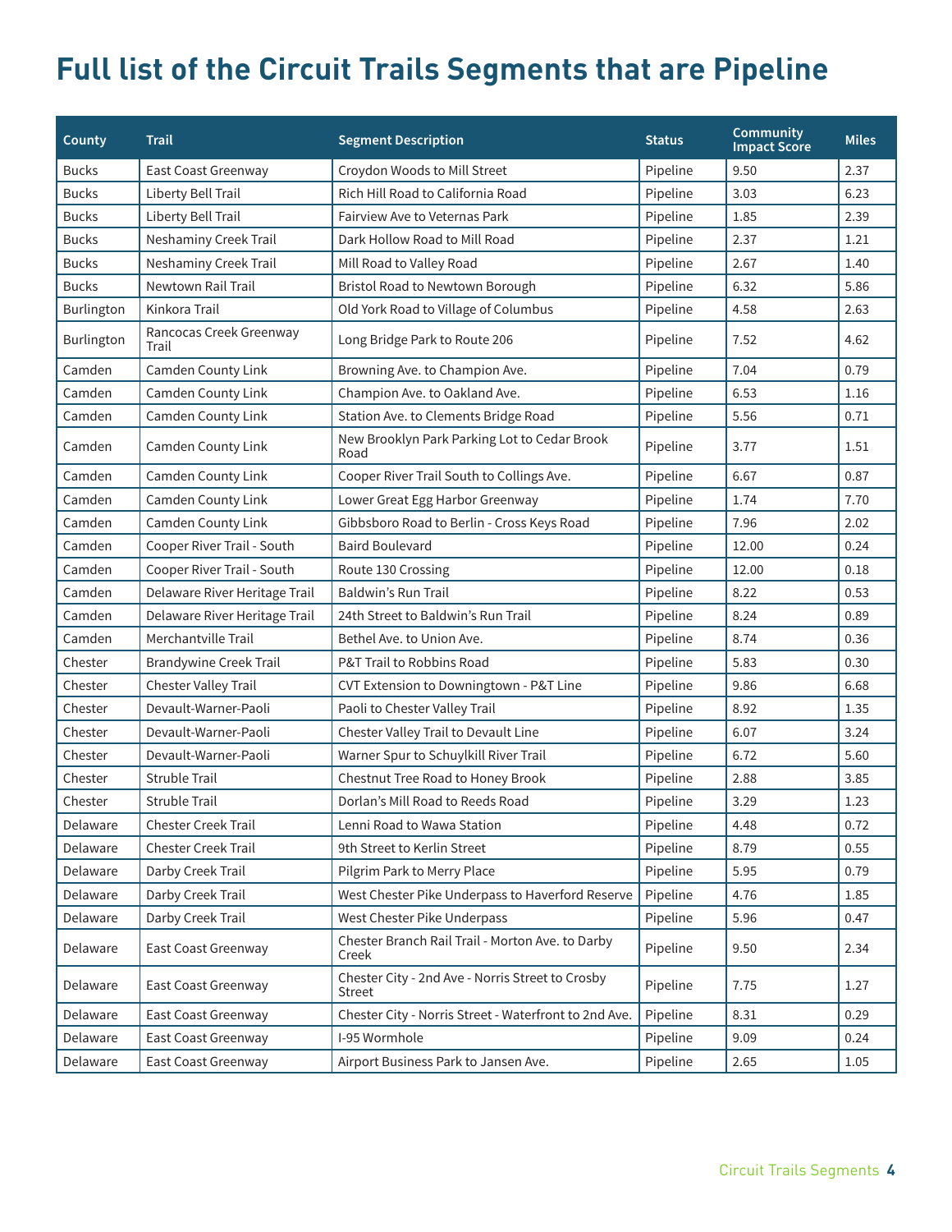# Full list of the Circuit Trails Segments that are Pipeline

| County | Trail | Segment Description | Status | Community Impact Score | Miles |
|---|---|---|---|---|---|
| Bucks | East Coast Greenway | Croydon Woods to Mill Street | Pipeline | 9.50 | 2.37 |
| Bucks | Liberty Bell Trail | Rich Hill Road to California Road | Pipeline | 3.03 | 6.23 |
| Bucks | Liberty Bell Trail | Fairview Ave to Veternas Park | Pipeline | 1.85 | 2.39 |
| Bucks | Neshaminy Creek Trail | Dark Hollow Road to Mill Road | Pipeline | 2.37 | 1.21 |
| Bucks | Neshaminy Creek Trail | Mill Road to Valley Road | Pipeline | 2.67 | 1.40 |
| Bucks | Newtown Rail Trail | Bristol Road to Newtown Borough | Pipeline | 6.32 | 5.86 |
| Burlington | Kinkora Trail | Old York Road to Village of Columbus | Pipeline | 4.58 | 2.63 |
| Burlington | Rancocas Creek Greenway Trail | Long Bridge Park to Route 206 | Pipeline | 7.52 | 4.62 |
| Camden | Camden County Link | Browning Ave. to Champion Ave. | Pipeline | 7.04 | 0.79 |
| Camden | Camden County Link | Champion Ave. to Oakland Ave. | Pipeline | 6.53 | 1.16 |
| Camden | Camden County Link | Station Ave. to Clements Bridge Road | Pipeline | 5.56 | 0.71 |
| Camden | Camden County Link | New Brooklyn Park Parking Lot to Cedar Brook Road | Pipeline | 3.77 | 1.51 |
| Camden | Camden County Link | Cooper River Trail South to Collings Ave. | Pipeline | 6.67 | 0.87 |
| Camden | Camden County Link | Lower Great Egg Harbor Greenway | Pipeline | 1.74 | 7.70 |
| Camden | Camden County Link | Gibbsboro Road to Berlin - Cross Keys Road | Pipeline | 7.96 | 2.02 |
| Camden | Cooper River Trail - South | Baird Boulevard | Pipeline | 12.00 | 0.24 |
| Camden | Cooper River Trail - South | Route 130 Crossing | Pipeline | 12.00 | 0.18 |
| Camden | Delaware River Heritage Trail | Baldwin's Run Trail | Pipeline | 8.22 | 0.53 |
| Camden | Delaware River Heritage Trail | 24th Street to Baldwin's Run Trail | Pipeline | 8.24 | 0.89 |
| Camden | Merchantville Trail | Bethel Ave. to Union Ave. | Pipeline | 8.74 | 0.36 |
| Chester | Brandywine Creek Trail | P&T Trail to Robbins Road | Pipeline | 5.83 | 0.30 |
| Chester | Chester Valley Trail | CVT Extension to Downingtown - P&T Line | Pipeline | 9.86 | 6.68 |
| Chester | Devault-Warner-Paoli | Paoli to Chester Valley Trail | Pipeline | 8.92 | 1.35 |
| Chester | Devault-Warner-Paoli | Chester Valley Trail to Devault Line | Pipeline | 6.07 | 3.24 |
| Chester | Devault-Warner-Paoli | Warner Spur to Schuylkill River Trail | Pipeline | 6.72 | 5.60 |
| Chester | Struble Trail | Chestnut Tree Road to Honey Brook | Pipeline | 2.88 | 3.85 |
| Chester | Struble Trail | Dorlan's Mill Road to Reeds Road | Pipeline | 3.29 | 1.23 |
| Delaware | Chester Creek Trail | Lenni Road to Wawa Station | Pipeline | 4.48 | 0.72 |
| Delaware | Chester Creek Trail | 9th Street to Kerlin Street | Pipeline | 8.79 | 0.55 |
| Delaware | Darby Creek Trail | Pilgrim Park to Merry Place | Pipeline | 5.95 | 0.79 |
| Delaware | Darby Creek Trail | West Chester Pike Underpass to Haverford Reserve | Pipeline | 4.76 | 1.85 |
| Delaware | Darby Creek Trail | West Chester Pike Underpass | Pipeline | 5.96 | 0.47 |
| Delaware | East Coast Greenway | Chester Branch Rail Trail - Morton Ave. to Darby Creek | Pipeline | 9.50 | 2.34 |
| Delaware | East Coast Greenway | Chester City - 2nd Ave - Norris Street to Crosby Street | Pipeline | 7.75 | 1.27 |
| Delaware | East Coast Greenway | Chester City - Norris Street - Waterfront to 2nd Ave. | Pipeline | 8.31 | 0.29 |
| Delaware | East Coast Greenway | I-95 Wormhole | Pipeline | 9.09 | 0.24 |
| Delaware | East Coast Greenway | Airport Business Park to Jansen Ave. | Pipeline | 2.65 | 1.05 |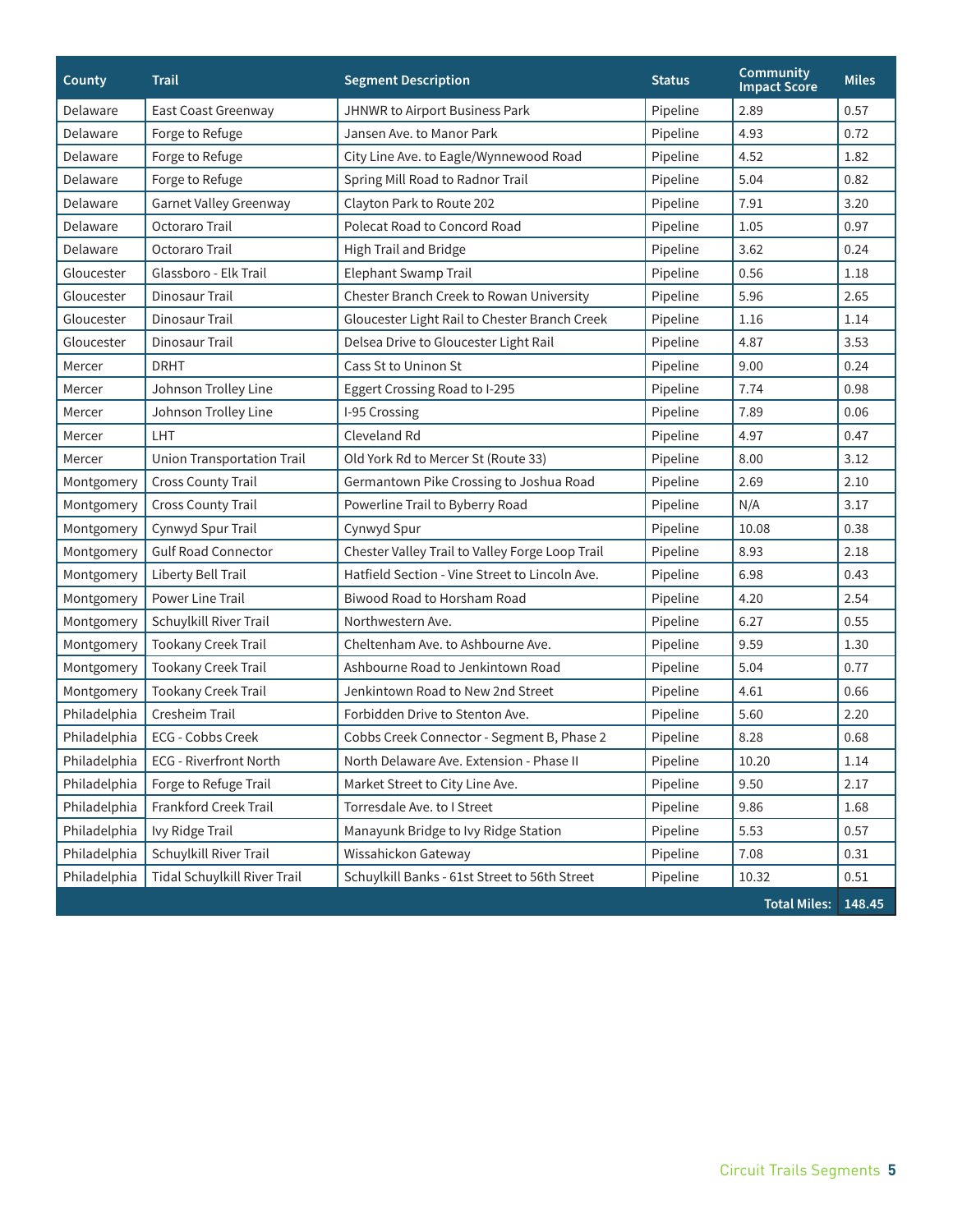| County | Trail | Segment Description | Status | Community Impact Score | Miles |
|---|---|---|---|---|---|
| Delaware | East Coast Greenway | JHNWR to Airport Business Park | Pipeline | 2.89 | 0.57 |
| Delaware | Forge to Refuge | Jansen Ave. to Manor Park | Pipeline | 4.93 | 0.72 |
| Delaware | Forge to Refuge | City Line Ave. to Eagle/Wynnewood Road | Pipeline | 4.52 | 1.82 |
| Delaware | Forge to Refuge | Spring Mill Road to Radnor Trail | Pipeline | 5.04 | 0.82 |
| Delaware | Garnet Valley Greenway | Clayton Park to Route 202 | Pipeline | 7.91 | 3.20 |
| Delaware | Octoraro Trail | Polecat Road to Concord Road | Pipeline | 1.05 | 0.97 |
| Delaware | Octoraro Trail | High Trail and Bridge | Pipeline | 3.62 | 0.24 |
| Gloucester | Glassboro - Elk Trail | Elephant Swamp Trail | Pipeline | 0.56 | 1.18 |
| Gloucester | Dinosaur Trail | Chester Branch Creek to Rowan University | Pipeline | 5.96 | 2.65 |
| Gloucester | Dinosaur Trail | Gloucester Light Rail to Chester Branch Creek | Pipeline | 1.16 | 1.14 |
| Gloucester | Dinosaur Trail | Delsea Drive to Gloucester Light Rail | Pipeline | 4.87 | 3.53 |
| Mercer | DRHT | Cass St to Uninon St | Pipeline | 9.00 | 0.24 |
| Mercer | Johnson Trolley Line | Eggert Crossing Road to I-295 | Pipeline | 7.74 | 0.98 |
| Mercer | Johnson Trolley Line | I-95 Crossing | Pipeline | 7.89 | 0.06 |
| Mercer | LHT | Cleveland Rd | Pipeline | 4.97 | 0.47 |
| Mercer | Union Transportation Trail | Old York Rd to Mercer St (Route 33) | Pipeline | 8.00 | 3.12 |
| Montgomery | Cross County Trail | Germantown Pike Crossing to Joshua Road | Pipeline | 2.69 | 2.10 |
| Montgomery | Cross County Trail | Powerline Trail to Byberry Road | Pipeline | N/A | 3.17 |
| Montgomery | Cynwyd Spur Trail | Cynwyd Spur | Pipeline | 10.08 | 0.38 |
| Montgomery | Gulf Road Connector | Chester Valley Trail to Valley Forge Loop Trail | Pipeline | 8.93 | 2.18 |
| Montgomery | Liberty Bell Trail | Hatfield Section - Vine Street to Lincoln Ave. | Pipeline | 6.98 | 0.43 |
| Montgomery | Power Line Trail | Biwood Road to Horsham Road | Pipeline | 4.20 | 2.54 |
| Montgomery | Schuylkill River Trail | Northwestern Ave. | Pipeline | 6.27 | 0.55 |
| Montgomery | Tookany Creek Trail | Cheltenham Ave. to Ashbourne Ave. | Pipeline | 9.59 | 1.30 |
| Montgomery | Tookany Creek Trail | Ashbourne Road to Jenkintown Road | Pipeline | 5.04 | 0.77 |
| Montgomery | Tookany Creek Trail | Jenkintown Road to New 2nd Street | Pipeline | 4.61 | 0.66 |
| Philadelphia | Cresheim Trail | Forbidden Drive to Stenton Ave. | Pipeline | 5.60 | 2.20 |
| Philadelphia | ECG - Cobbs Creek | Cobbs Creek Connector - Segment B, Phase 2 | Pipeline | 8.28 | 0.68 |
| Philadelphia | ECG - Riverfront North | North Delaware Ave. Extension - Phase II | Pipeline | 10.20 | 1.14 |
| Philadelphia | Forge to Refuge Trail | Market Street to City Line Ave. | Pipeline | 9.50 | 2.17 |
| Philadelphia | Frankford Creek Trail | Torresdale Ave. to I Street | Pipeline | 9.86 | 1.68 |
| Philadelphia | Ivy Ridge Trail | Manayunk Bridge to Ivy Ridge Station | Pipeline | 5.53 | 0.57 |
| Philadelphia | Schuylkill River Trail | Wissahickon Gateway | Pipeline | 7.08 | 0.31 |
| Philadelphia | Tidal Schuylkill River Trail | Schuylkill Banks - 61st Street to 56th Street | Pipeline | 10.32 | 0.51 |
| | | | | **Total Miles:** | **148.45** |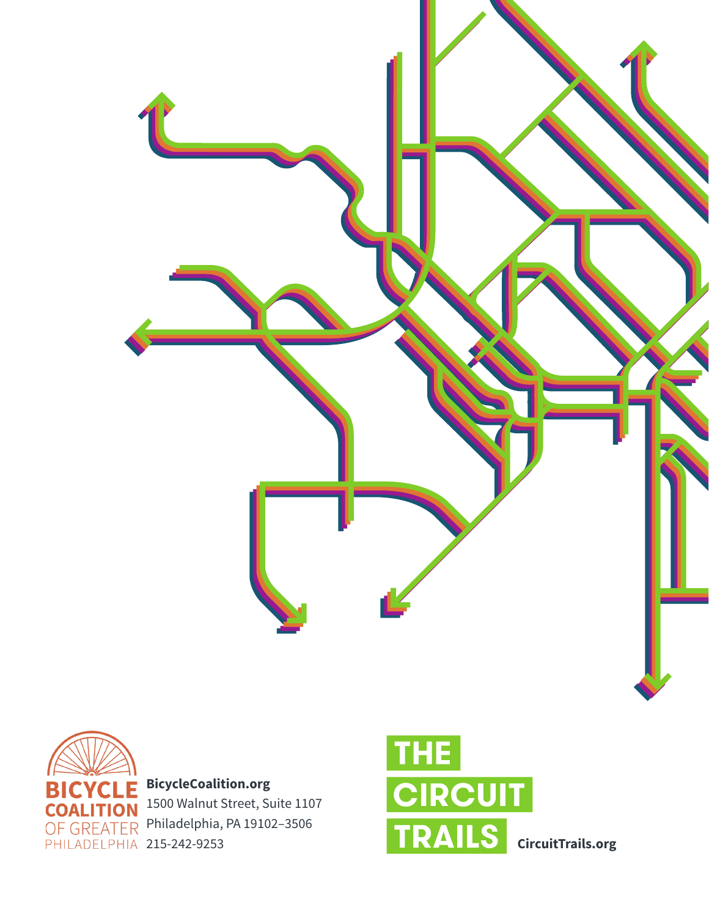BICYCLE COALITION OF GREATER PHILADELPHIA

**BicycleCoalition.org**
1500 Walnut Street, Suite 1107
Philadelphia, PA 19102–3506
215-242-9253

THE CIRCUIT TRAILS

**CircuitTrails.org**